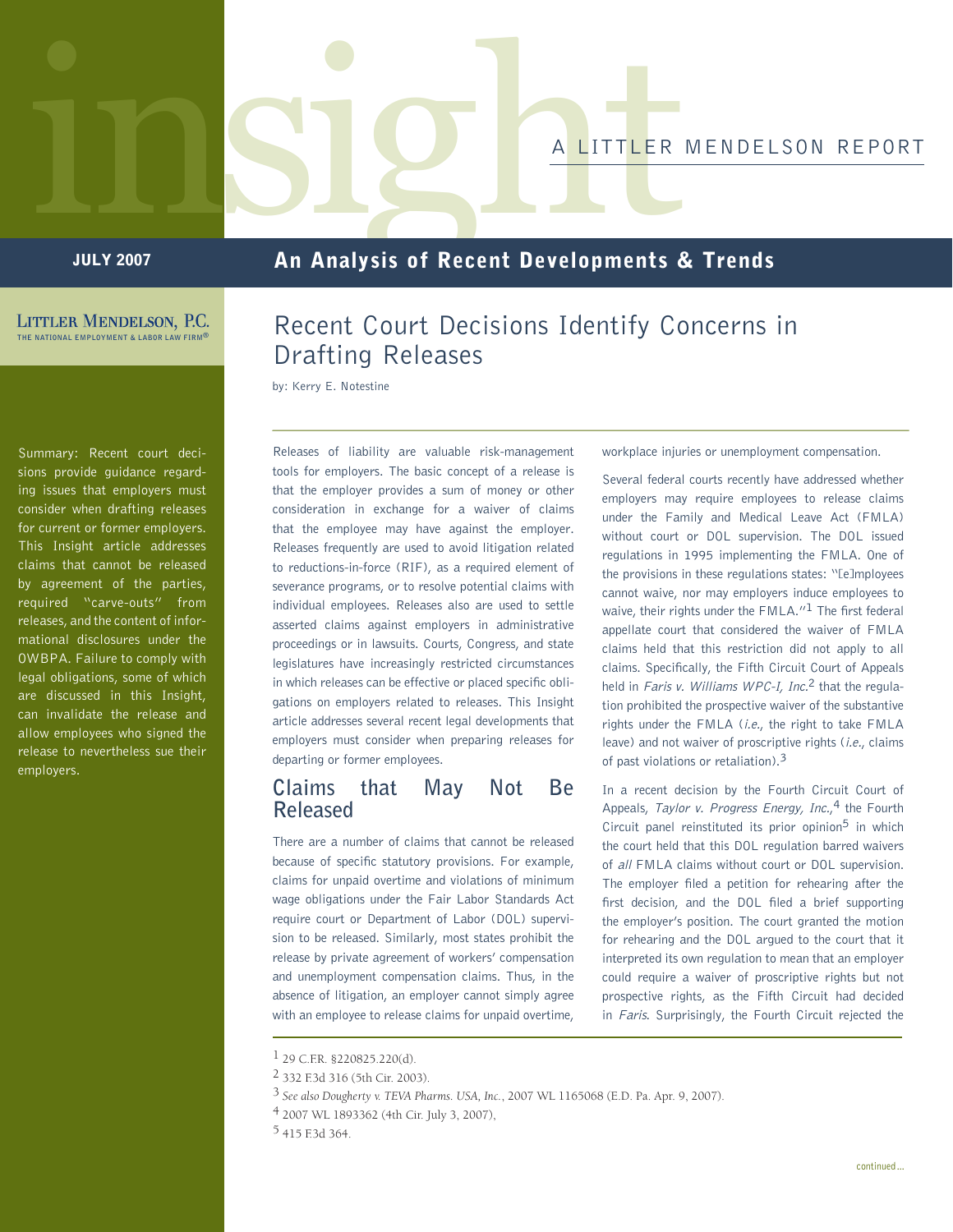insight

A LITTLER MENDELSON REPORT

JULY 2007

**An Analysis of Recent Developments & Trends**

LITTLER MENDELSON, P.C.
THE NATIONAL EMPLOYMENT & LABOR LAW FIRM®

Summary: Recent court decisions provide guidance regarding issues that employers must consider when drafting releases for current or former employers. This Insight article addresses claims that cannot be released by agreement of the parties, required "carve-outs" from releases, and the content of informational disclosures under the OWBPA. Failure to comply with legal obligations, some of which are discussed in this Insight, can invalidate the release and allow employees who signed the release to nevertheless sue their employers.

# Recent Court Decisions Identify Concerns in Drafting Releases

by: Kerry E. Notestine

Releases of liability are valuable risk-management tools for employers. The basic concept of a release is that the employer provides a sum of money or other consideration in exchange for a waiver of claims that the employee may have against the employer. Releases frequently are used to avoid litigation related to reductions-in-force (RIF), as a required element of severance programs, or to resolve potential claims with individual employees. Releases also are used to settle asserted claims against employers in administrative proceedings or in lawsuits. Courts, Congress, and state legislatures have increasingly restricted circumstances in which releases can be effective or placed specific obligations on employers related to releases. This Insight article addresses several recent legal developments that employers must consider when preparing releases for departing or former employees.

## Claims that May Not Be Released

There are a number of claims that cannot be released because of specific statutory provisions. For example, claims for unpaid overtime and violations of minimum wage obligations under the Fair Labor Standards Act require court or Department of Labor (DOL) supervision to be released. Similarly, most states prohibit the release by private agreement of workers' compensation and unemployment compensation claims. Thus, in the absence of litigation, an employer cannot simply agree with an employee to release claims for unpaid overtime, workplace injuries or unemployment compensation.

Several federal courts recently have addressed whether employers may require employees to release claims under the Family and Medical Leave Act (FMLA) without court or DOL supervision. The DOL issued regulations in 1995 implementing the FMLA. One of the provisions in these regulations states: "[e]mployees cannot waive, nor may employers induce employees to waive, their rights under the FMLA."[1] The first federal appellate court that considered the waiver of FMLA claims held that this restriction did not apply to all claims. Specifically, the Fifth Circuit Court of Appeals held in *Faris v. Williams WPC-I, Inc.*[2] that the regulation prohibited the prospective waiver of the substantive rights under the FMLA (*i.e.*, the right to take FMLA leave) and not waiver of proscriptive rights (*i.e.*, claims of past violations or retaliation).[3]

In a recent decision by the Fourth Circuit Court of Appeals, *Taylor v. Progress Energy, Inc.*,[4] the Fourth Circuit panel reinstituted its prior opinion[5] in which the court held that this DOL regulation barred waivers of *all* FMLA claims without court or DOL supervision. The employer filed a petition for rehearing after the first decision, and the DOL filed a brief supporting the employer's position. The court granted the motion for rehearing and the DOL argued to the court that it interpreted its own regulation to mean that an employer could require a waiver of proscriptive rights but not prospective rights, as the Fifth Circuit had decided in *Faris*. Surprisingly, the Fourth Circuit rejected the

[1] 29 C.F.R. §220825.220(d).

[2] 332 F.3d 316 (5th Cir. 2003).

[3] *See also Dougherty v. TEVA Pharms. USA, Inc.*, 2007 WL 1165068 (E.D. Pa. Apr. 9, 2007).

[4] 2007 WL 1893362 (4th Cir. July 3, 2007),

[5] 415 F.3d 364.

continued...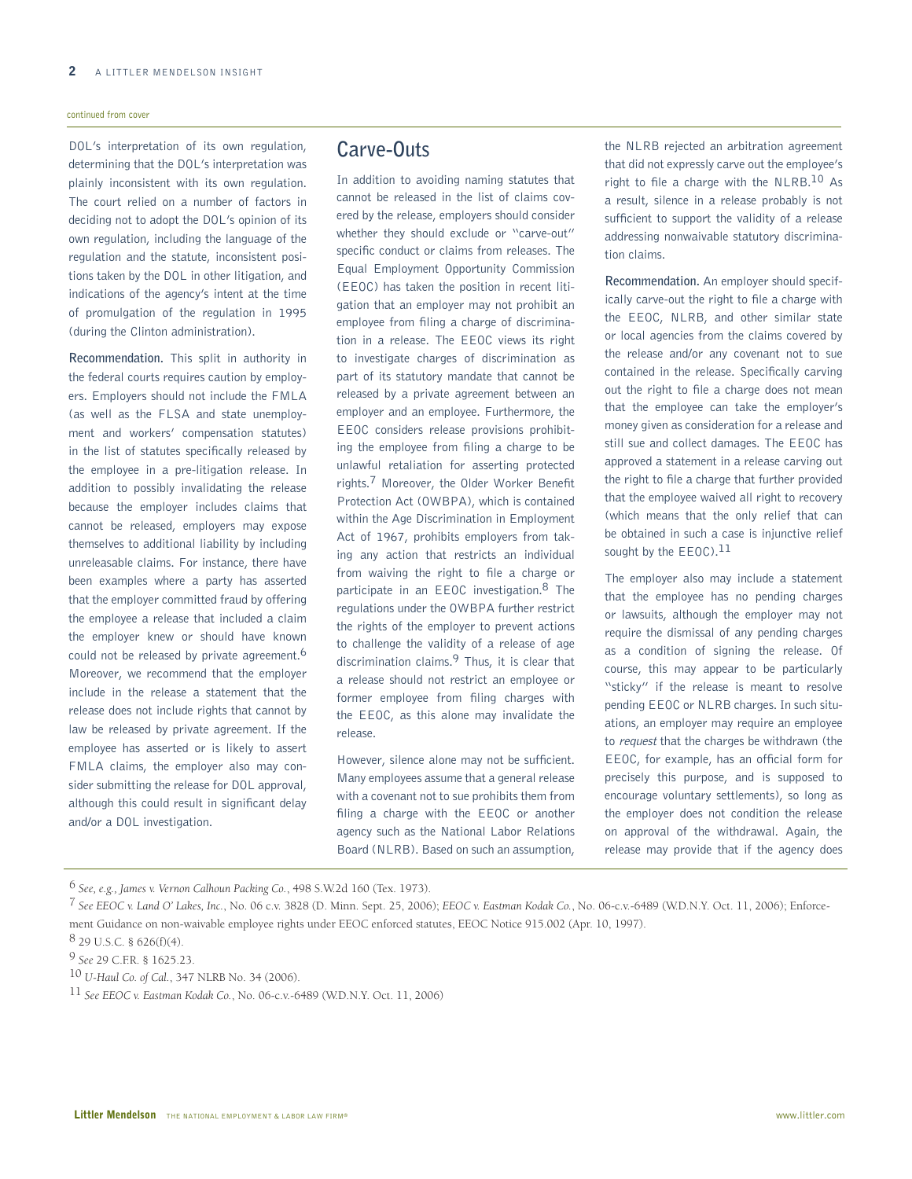continued from cover

DOL's interpretation of its own regulation, determining that the DOL's interpretation was plainly inconsistent with its own regulation. The court relied on a number of factors in deciding not to adopt the DOL's opinion of its own regulation, including the language of the regulation and the statute, inconsistent positions taken by the DOL in other litigation, and indications of the agency's intent at the time of promulgation of the regulation in 1995 (during the Clinton administration).

**Recommendation.** This split in authority in the federal courts requires caution by employers. Employers should not include the FMLA (as well as the FLSA and state unemployment and workers' compensation statutes) in the list of statutes specifically released by the employee in a pre-litigation release. In addition to possibly invalidating the release because the employer includes claims that cannot be released, employers may expose themselves to additional liability by including unreleasable claims. For instance, there have been examples where a party has asserted that the employer committed fraud by offering the employee a release that included a claim the employer knew or should have known could not be released by private agreement.[6] Moreover, we recommend that the employer include in the release a statement that the release does not include rights that cannot by law be released by private agreement. If the employee has asserted or is likely to assert FMLA claims, the employer also may consider submitting the release for DOL approval, although this could result in significant delay and/or a DOL investigation.

## Carve-Outs

In addition to avoiding naming statutes that cannot be released in the list of claims covered by the release, employers should consider whether they should exclude or "carve-out" specific conduct or claims from releases. The Equal Employment Opportunity Commission (EEOC) has taken the position in recent litigation that an employer may not prohibit an employee from filing a charge of discrimination in a release. The EEOC views its right to investigate charges of discrimination as part of its statutory mandate that cannot be released by a private agreement between an employer and an employee. Furthermore, the EEOC considers release provisions prohibiting the employee from filing a charge to be unlawful retaliation for asserting protected rights.[7] Moreover, the Older Worker Benefit Protection Act (OWBPA), which is contained within the Age Discrimination in Employment Act of 1967, prohibits employers from taking any action that restricts an individual from waiving the right to file a charge or participate in an EEOC investigation.[8] The regulations under the OWBPA further restrict the rights of the employer to prevent actions to challenge the validity of a release of age discrimination claims.[9] Thus, it is clear that a release should not restrict an employee or former employee from filing charges with the EEOC, as this alone may invalidate the release.

However, silence alone may not be sufficient. Many employees assume that a general release with a covenant not to sue prohibits them from filing a charge with the EEOC or another agency such as the National Labor Relations Board (NLRB). Based on such an assumption, the NLRB rejected an arbitration agreement that did not expressly carve out the employee's right to file a charge with the NLRB.[10] As a result, silence in a release probably is not sufficient to support the validity of a release addressing nonwaivable statutory discrimination claims.

**Recommendation.** An employer should specifically carve-out the right to file a charge with the EEOC, NLRB, and other similar state or local agencies from the claims covered by the release and/or any covenant not to sue contained in the release. Specifically carving out the right to file a charge does not mean that the employee can take the employer's money given as consideration for a release and still sue and collect damages. The EEOC has approved a statement in a release carving out the right to file a charge that further provided that the employee waived all right to recovery (which means that the only relief that can be obtained in such a case is injunctive relief sought by the EEOC).[11]

The employer also may include a statement that the employee has no pending charges or lawsuits, although the employer may not require the dismissal of any pending charges as a condition of signing the release. Of course, this may appear to be particularly "sticky" if the release is meant to resolve pending EEOC or NLRB charges. In such situations, an employer may require an employee to *request* that the charges be withdrawn (the EEOC, for example, has an official form for precisely this purpose, and is supposed to encourage voluntary settlements), so long as the employer does not condition the release on approval of the withdrawal. Again, the release may provide that if the agency does

---

[6] *See, e.g., James v. Vernon Calhoun Packing Co.*, 498 S.W.2d 160 (Tex. 1973).

[7] *See EEOC v. Land O' Lakes, Inc.*, No. 06 c.v. 3828 (D. Minn. Sept. 25, 2006); *EEOC v. Eastman Kodak Co.*, No. 06-c.v.-6489 (W.D.N.Y. Oct. 11, 2006); Enforcement Guidance on non-waivable employee rights under EEOC enforced statutes, EEOC Notice 915.002 (Apr. 10, 1997).

[8] 29 U.S.C. § 626(f)(4).

[9] *See* 29 C.F.R. § 1625.23.

[10] *U-Haul Co. of Cal.*, 347 NLRB No. 34 (2006).

[11] *See EEOC v. Eastman Kodak Co.*, No. 06-c.v.-6489 (W.D.N.Y. Oct. 11, 2006)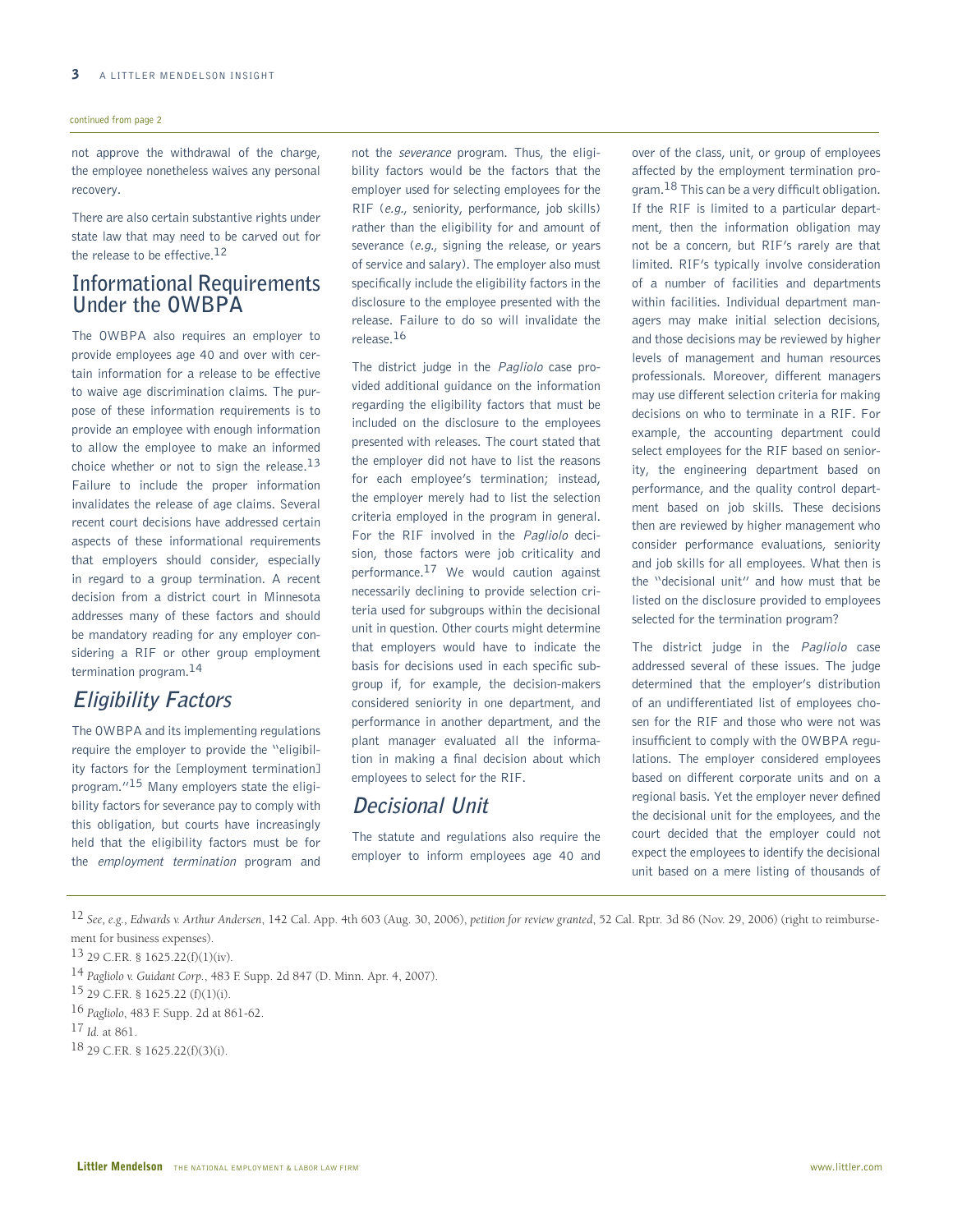continued from page 2

not approve the withdrawal of the charge, the employee nonetheless waives any personal recovery.

There are also certain substantive rights under state law that may need to be carved out for the release to be effective.[12]

## Informational Requirements Under the OWBPA

The OWBPA also requires an employer to provide employees age 40 and over with certain information for a release to be effective to waive age discrimination claims. The purpose of these information requirements is to provide an employee with enough information to allow the employee to make an informed choice whether or not to sign the release.[13] Failure to include the proper information invalidates the release of age claims. Several recent court decisions have addressed certain aspects of these informational requirements that employers should consider, especially in regard to a group termination. A recent decision from a district court in Minnesota addresses many of these factors and should be mandatory reading for any employer considering a RIF or other group employment termination program.[14]

### *Eligibility Factors*

The OWBPA and its implementing regulations require the employer to provide the "eligibility factors for the [employment termination] program."[15] Many employers state the eligibility factors for severance pay to comply with this obligation, but courts have increasingly held that the eligibility factors must be for the *employment termination* program and not the *severance* program. Thus, the eligibility factors would be the factors that the employer used for selecting employees for the RIF (*e.g.*, seniority, performance, job skills) rather than the eligibility for and amount of severance (*e.g.*, signing the release, or years of service and salary). The employer also must specifically include the eligibility factors in the disclosure to the employee presented with the release. Failure to do so will invalidate the release.[16]

The district judge in the *Pagliolo* case provided additional guidance on the information regarding the eligibility factors that must be included on the disclosure to the employees presented with releases. The court stated that the employer did not have to list the reasons for each employee's termination; instead, the employer merely had to list the selection criteria employed in the program in general. For the RIF involved in the *Pagliolo* decision, those factors were job criticality and performance.[17] We would caution against necessarily declining to provide selection criteria used for subgroups within the decisional unit in question. Other courts might determine that employers would have to indicate the basis for decisions used in each specific subgroup if, for example, the decision-makers considered seniority in one department, and performance in another department, and the plant manager evaluated all the information in making a final decision about which employees to select for the RIF.

### *Decisional Unit*

The statute and regulations also require the employer to inform employees age 40 and over of the class, unit, or group of employees affected by the employment termination program.[18] This can be a very difficult obligation. If the RIF is limited to a particular department, then the information obligation may not be a concern, but RIF's rarely are that limited. RIF's typically involve consideration of a number of facilities and departments within facilities. Individual department managers may make initial selection decisions, and those decisions may be reviewed by higher levels of management and human resources professionals. Moreover, different managers may use different selection criteria for making decisions on who to terminate in a RIF. For example, the accounting department could select employees for the RIF based on seniority, the engineering department based on performance, and the quality control department based on job skills. These decisions then are reviewed by higher management who consider performance evaluations, seniority and job skills for all employees. What then is the "decisional unit" and how must that be listed on the disclosure provided to employees selected for the termination program?

The district judge in the *Pagliolo* case addressed several of these issues. The judge determined that the employer's distribution of an undifferentiated list of employees chosen for the RIF and those who were not was insufficient to comply with the OWBPA regulations. The employer considered employees based on different corporate units and on a regional basis. Yet the employer never defined the decisional unit for the employees, and the court decided that the employer could not expect the employees to identify the decisional unit based on a mere listing of thousands of

---

[12] *See, e.g., Edwards v. Arthur Andersen*, 142 Cal. App. 4th 603 (Aug. 30, 2006), *petition for review granted*, 52 Cal. Rptr. 3d 86 (Nov. 29, 2006) (right to reimbursement for business expenses).

[13] 29 C.F.R. § 1625.22(f)(1)(iv).

[14] *Pagliolo v. Guidant Corp.*, 483 F. Supp. 2d 847 (D. Minn. Apr. 4, 2007).

[15] 29 C.F.R. § 1625.22 (f)(1)(i).

[16] *Pagliolo*, 483 F. Supp. 2d at 861-62.

[17] *Id.* at 861.

[18] 29 C.F.R. § 1625.22(f)(3)(i).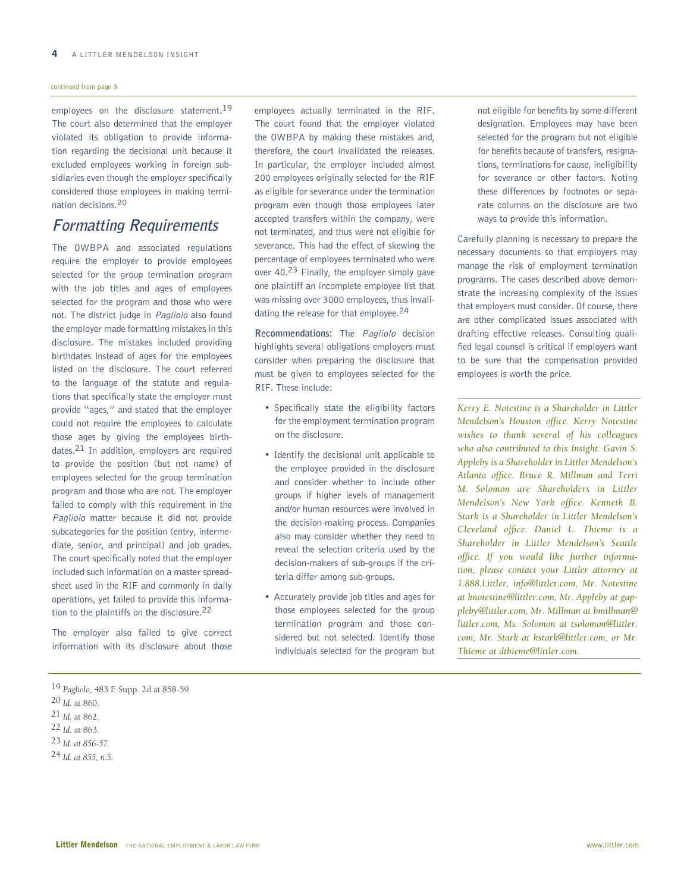continued from page 3

employees on the disclosure statement.[19] The court also determined that the employer violated its obligation to provide information regarding the decisional unit because it excluded employees working in foreign subsidiaries even though the employer specifically considered those employees in making termination decisions.[20]

## Formatting Requirements

The OWBPA and associated regulations require the employer to provide employees selected for the group termination program with the job titles and ages of employees selected for the program and those who were not. The district judge in *Pagliolo* also found the employer made formatting mistakes in this disclosure. The mistakes included providing birthdates instead of ages for the employees listed on the disclosure. The court referred to the language of the statute and regulations that specifically state the employer must provide "ages," and stated that the employer could not require the employees to calculate those ages by giving the employees birthdates.[21] In addition, employers are required to provide the position (but not name) of employees selected for the group termination program and those who are not. The employer failed to comply with this requirement in the *Pagliolo* matter because it did not provide subcategories for the position (entry, intermediate, senior, and principal) and job grades. The court specifically noted that the employer included such information on a master spreadsheet used in the RIF and commonly in daily operations, yet failed to provide this information to the plaintiffs on the disclosure.[22]

The employer also failed to give correct information with its disclosure about those employees actually terminated in the RIF. The court found that the employer violated the OWBPA by making these mistakes and, therefore, the court invalidated the releases. In particular, the employer included almost 200 employees originally selected for the RIF as eligible for severance under the termination program even though those employees later accepted transfers within the company, were not terminated, and thus were not eligible for severance. This had the effect of skewing the percentage of employees terminated who were over 40.[23] Finally, the employer simply gave one plaintiff an incomplete employee list that was missing over 3000 employees, thus invalidating the release for that employee.[24]

**Recommendations:** The *Pagliolo* decision highlights several obligations employers must consider when preparing the disclosure that must be given to employees selected for the RIF. These include:

- Specifically state the eligibility factors for the employment termination program on the disclosure.
- Identify the decisional unit applicable to the employee provided in the disclosure and consider whether to include other groups if higher levels of management and/or human resources were involved in the decision-making process. Companies also may consider whether they need to reveal the selection criteria used by the decision-makers of sub-groups if the criteria differ among sub-groups.
- Accurately provide job titles and ages for those employees selected for the group termination program and those considered but not selected. Identify those individuals selected for the program but not eligible for benefits by some different designation. Employees may have been selected for the program but not eligible for benefits because of transfers, resignations, terminations for cause, ineligibility for severance or other factors. Noting these differences by footnotes or separate columns on the disclosure are two ways to provide this information.

Carefully planning is necessary to prepare the necessary documents so that employers may manage the risk of employment termination programs. The cases described above demonstrate the increasing complexity of the issues that employers must consider. Of course, there are other complicated issues associated with drafting effective releases. Consulting qualified legal counsel is critical if employers want to be sure that the compensation provided employees is worth the price.

---

*Kerry E. Notestine is a Shareholder in Littler Mendelson's Houston office. Kerry Notestine wishes to thank several of his colleagues who also contributed to this Insight. Gavin S. Appleby is a Shareholder in Littler Mendelson's Atlanta office. Bruce R. Millman and Terri M. Solomon are Shareholders in Littler Mendelson's New York office. Kenneth B. Stark is a Shareholder in Littler Mendelson's Cleveland office. Daniel L. Thieme is a Shareholder in Littler Mendelson's Seattle office. If you would like further information, please contact your Littler attorney at 1.888.Littler, info@littler.com, Mr. Notestine at knotestine@littler.com, Mr. Appleby at gappleby@littler.com, Mr. Millman at bmillman@littler.com, Ms. Solomon at tsolomon@littler.com, Mr. Stark at kstark@littler.com, or Mr. Thieme at dthieme@littler.com.*

---

[19] *Pagliolo*, 483 F. Supp. 2d at 858-59.

[20] *Id.* at 860.

[21] *Id.* at 862.

[22] *Id.* at 863.

[23] *Id. at 856-57.*

[24] *Id. at 855, n.5.*